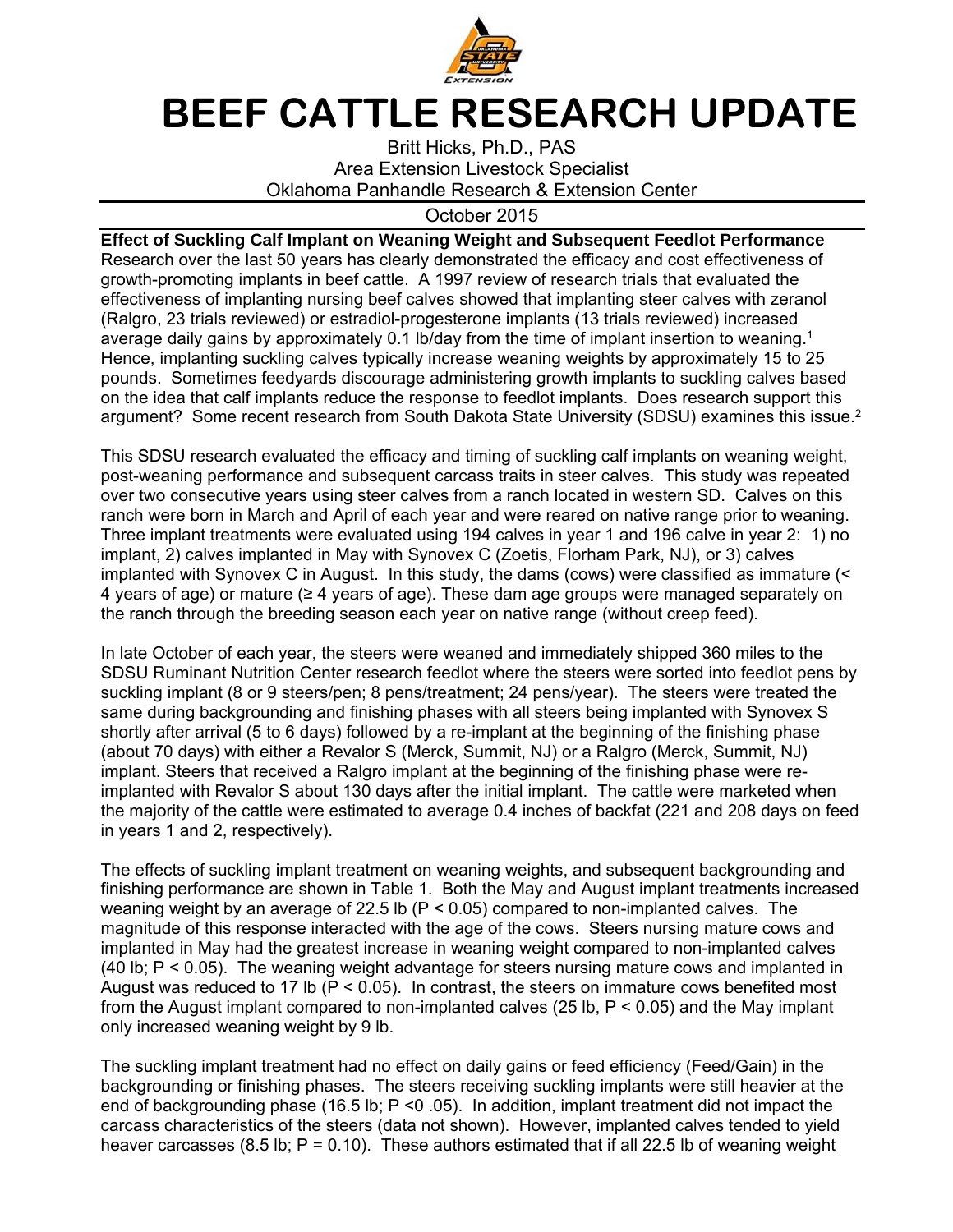# BEEF CATTLE RESEARCH UPDATE

Britt Hicks, Ph.D., PAS
Area Extension Livestock Specialist
Oklahoma Panhandle Research & Extension Center

October 2015

**Effect of Suckling Calf Implant on Weaning Weight and Subsequent Feedlot Performance**

Research over the last 50 years has clearly demonstrated the efficacy and cost effectiveness of growth-promoting implants in beef cattle. A 1997 review of research trials that evaluated the effectiveness of implanting nursing beef calves showed that implanting steer calves with zeranol (Ralgro, 23 trials reviewed) or estradiol-progesterone implants (13 trials reviewed) increased average daily gains by approximately 0.1 lb/day from the time of implant insertion to weaning.[1] Hence, implanting suckling calves typically increase weaning weights by approximately 15 to 25 pounds. Sometimes feedyards discourage administering growth implants to suckling calves based on the idea that calf implants reduce the response to feedlot implants. Does research support this argument? Some recent research from South Dakota State University (SDSU) examines this issue.[2]

This SDSU research evaluated the efficacy and timing of suckling calf implants on weaning weight, post-weaning performance and subsequent carcass traits in steer calves. This study was repeated over two consecutive years using steer calves from a ranch located in western SD. Calves on this ranch were born in March and April of each year and were reared on native range prior to weaning. Three implant treatments were evaluated using 194 calves in year 1 and 196 calve in year 2: 1) no implant, 2) calves implanted in May with Synovex C (Zoetis, Florham Park, NJ), or 3) calves implanted with Synovex C in August. In this study, the dams (cows) were classified as immature (< 4 years of age) or mature (≥ 4 years of age). These dam age groups were managed separately on the ranch through the breeding season each year on native range (without creep feed).

In late October of each year, the steers were weaned and immediately shipped 360 miles to the SDSU Ruminant Nutrition Center research feedlot where the steers were sorted into feedlot pens by suckling implant (8 or 9 steers/pen; 8 pens/treatment; 24 pens/year). The steers were treated the same during backgrounding and finishing phases with all steers being implanted with Synovex S shortly after arrival (5 to 6 days) followed by a re-implant at the beginning of the finishing phase (about 70 days) with either a Revalor S (Merck, Summit, NJ) or a Ralgro (Merck, Summit, NJ) implant. Steers that received a Ralgro implant at the beginning of the finishing phase were re-implanted with Revalor S about 130 days after the initial implant. The cattle were marketed when the majority of the cattle were estimated to average 0.4 inches of backfat (221 and 208 days on feed in years 1 and 2, respectively).

The effects of suckling implant treatment on weaning weights, and subsequent backgrounding and finishing performance are shown in Table 1. Both the May and August implant treatments increased weaning weight by an average of 22.5 lb ($P < 0.05$) compared to non-implanted calves. The magnitude of this response interacted with the age of the cows. Steers nursing mature cows and implanted in May had the greatest increase in weaning weight compared to non-implanted calves (40 lb; $P < 0.05$). The weaning weight advantage for steers nursing mature cows and implanted in August was reduced to 17 lb ($P < 0.05$). In contrast, the steers on immature cows benefited most from the August implant compared to non-implanted calves (25 lb, $P < 0.05$) and the May implant only increased weaning weight by 9 lb.

The suckling implant treatment had no effect on daily gains or feed efficiency (Feed/Gain) in the backgrounding or finishing phases. The steers receiving suckling implants were still heavier at the end of backgrounding phase (16.5 lb; $P < .05$). In addition, implant treatment did not impact the carcass characteristics of the steers (data not shown). However, implanted calves tended to yield heaver carcasses (8.5 lb; $P = 0.10$). These authors estimated that if all 22.5 lb of weaning weight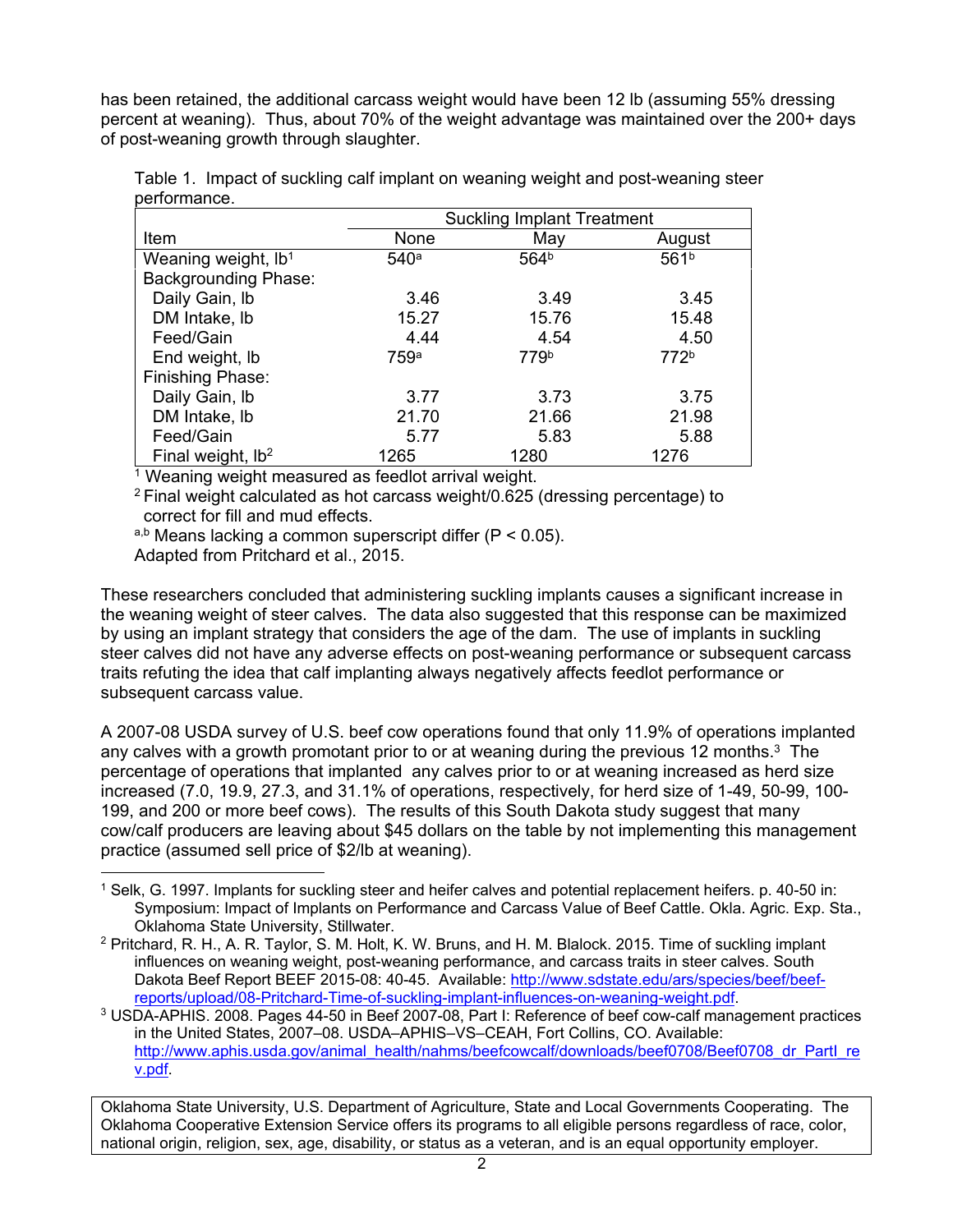has been retained, the additional carcass weight would have been 12 lb (assuming 55% dressing percent at weaning). Thus, about 70% of the weight advantage was maintained over the 200+ days of post-weaning growth through slaughter.

Table 1. Impact of suckling calf implant on weaning weight and post-weaning steer performance.

| | Suckling Implant Treatment | | |
|---|---|---|---|
| Item | None | May | August |
| Weaning weight, lb[1] | 540[a] | 564[b] | 561[b] |
| Backgrounding Phase: | | | |
| Daily Gain, lb | 3.46 | 3.49 | 3.45 |
| DM Intake, lb | 15.27 | 15.76 | 15.48 |
| Feed/Gain | 4.44 | 4.54 | 4.50 |
| End weight, lb | 759[a] | 779[b] | 772[b] |
| Finishing Phase: | | | |
| Daily Gain, lb | 3.77 | 3.73 | 3.75 |
| DM Intake, lb | 21.70 | 21.66 | 21.98 |
| Feed/Gain | 5.77 | 5.83 | 5.88 |
| Final weight, lb[2] | 1265 | 1280 | 1276 |

[1] Weaning weight measured as feedlot arrival weight.
[2] Final weight calculated as hot carcass weight/0.625 (dressing percentage) to correct for fill and mud effects.
[a,b] Means lacking a common superscript differ ($P < 0.05$).
Adapted from Pritchard et al., 2015.

These researchers concluded that administering suckling implants causes a significant increase in the weaning weight of steer calves. The data also suggested that this response can be maximized by using an implant strategy that considers the age of the dam. The use of implants in suckling steer calves did not have any adverse effects on post-weaning performance or subsequent carcass traits refuting the idea that calf implanting always negatively affects feedlot performance or subsequent carcass value.

A 2007-08 USDA survey of U.S. beef cow operations found that only 11.9% of operations implanted any calves with a growth promotant prior to or at weaning during the previous 12 months.[3] The percentage of operations that implanted any calves prior to or at weaning increased as herd size increased (7.0, 19.9, 27.3, and 31.1% of operations, respectively, for herd size of 1-49, 50-99, 100-199, and 200 or more beef cows). The results of this South Dakota study suggest that many cow/calf producers are leaving about $45 dollars on the table by not implementing this management practice (assumed sell price of $2/lb at weaning).

---

[1] Selk, G. 1997. Implants for suckling steer and heifer calves and potential replacement heifers. p. 40-50 in: Symposium: Impact of Implants on Performance and Carcass Value of Beef Cattle. Okla. Agric. Exp. Sta., Oklahoma State University, Stillwater.

[2] Pritchard, R. H., A. R. Taylor, S. M. Holt, K. W. Bruns, and H. M. Blalock. 2015. Time of suckling implant influences on weaning weight, post-weaning performance, and carcass traits in steer calves. South Dakota Beef Report BEEF 2015-08: 40-45. Available: http://www.sdstate.edu/ars/species/beef/beef-reports/upload/08-Pritchard-Time-of-suckling-implant-influences-on-weaning-weight.pdf.

[3] USDA-APHIS. 2008. Pages 44-50 in Beef 2007-08, Part I: Reference of beef cow-calf management practices in the United States, 2007–08. USDA–APHIS–VS–CEAH, Fort Collins, CO. Available: http://www.aphis.usda.gov/animal_health/nahms/beefcowcalf/downloads/beef0708/Beef0708_dr_PartI_rev.pdf.

Oklahoma State University, U.S. Department of Agriculture, State and Local Governments Cooperating. The Oklahoma Cooperative Extension Service offers its programs to all eligible persons regardless of race, color, national origin, religion, sex, age, disability, or status as a veteran, and is an equal opportunity employer.